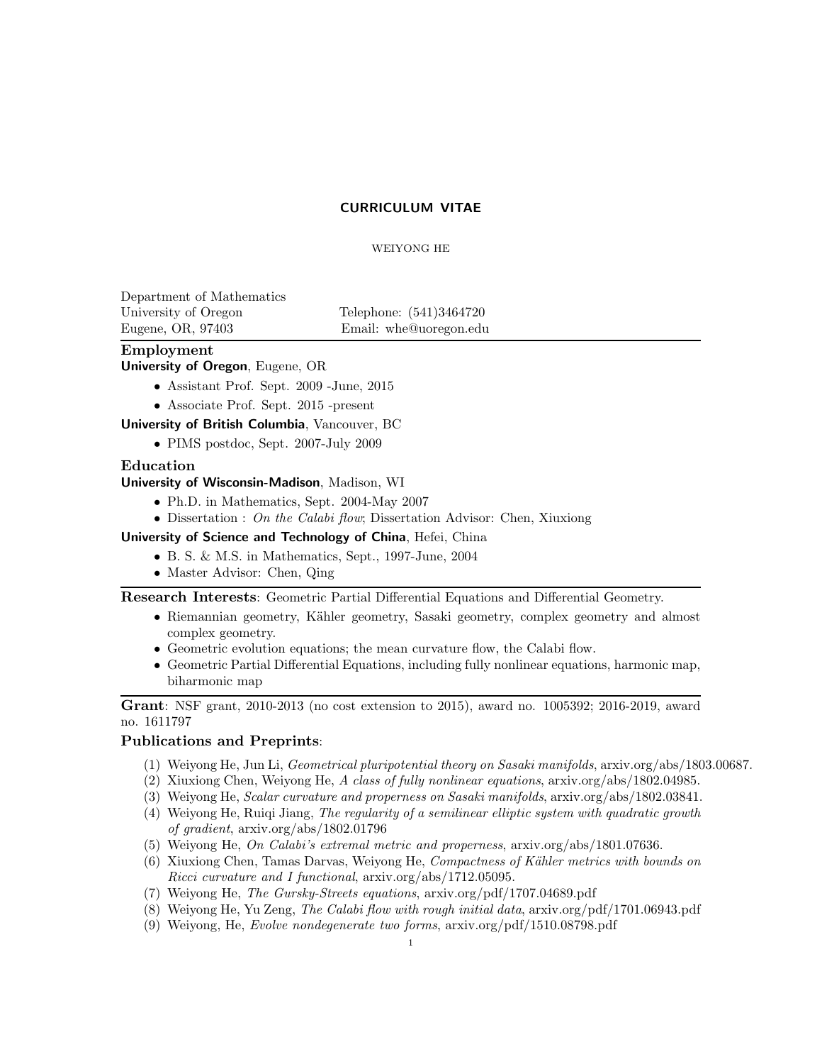# CURRICULUM VITAE

WEIYONG HE

Department of Mathematics
University of Oregon
Eugene, OR, 97403

Telephone: (541)3464720
Email: whe@uoregon.edu

## Employment

**University of Oregon**, Eugene, OR

- Assistant Prof. Sept. 2009 -June, 2015
- Associate Prof. Sept. 2015 -present

**University of British Columbia**, Vancouver, BC

- PIMS postdoc, Sept. 2007-July 2009

## Education

**University of Wisconsin-Madison**, Madison, WI

- Ph.D. in Mathematics, Sept. 2004-May 2007
- Dissertation : *On the Calabi flow*; Dissertation Advisor: Chen, Xiuxiong

**University of Science and Technology of China**, Hefei, China

- B. S. & M.S. in Mathematics, Sept., 1997-June, 2004
- Master Advisor: Chen, Qing

**Research Interests**: Geometric Partial Differential Equations and Differential Geometry.

- Riemannian geometry, Kähler geometry, Sasaki geometry, complex geometry and almost complex geometry.
- Geometric evolution equations; the mean curvature flow, the Calabi flow.
- Geometric Partial Differential Equations, including fully nonlinear equations, harmonic map, biharmonic map

**Grant**: NSF grant, 2010-2013 (no cost extension to 2015), award no. 1005392; 2016-2019, award no. 1611797

## Publications and Preprints:

1. Weiyong He, Jun Li, *Geometrical pluripotential theory on Sasaki manifolds*, arxiv.org/abs/1803.00687.
2. Xiuxiong Chen, Weiyong He, *A class of fully nonlinear equations*, arxiv.org/abs/1802.04985.
3. Weiyong He, *Scalar curvature and properness on Sasaki manifolds*, arxiv.org/abs/1802.03841.
4. Weiyong He, Ruiqi Jiang, *The regularity of a semilinear elliptic system with quadratic growth of gradient*, arxiv.org/abs/1802.01796
5. Weiyong He, *On Calabi's extremal metric and properness*, arxiv.org/abs/1801.07636.
6. Xiuxiong Chen, Tamas Darvas, Weiyong He, *Compactness of Kähler metrics with bounds on Ricci curvature and I functional*, arxiv.org/abs/1712.05095.
7. Weiyong He, *The Gursky-Streets equations*, arxiv.org/pdf/1707.04689.pdf
8. Weiyong He, Yu Zeng, *The Calabi flow with rough initial data*, arxiv.org/pdf/1701.06943.pdf
9. Weiyong, He, *Evolve nondegenerate two forms*, arxiv.org/pdf/1510.08798.pdf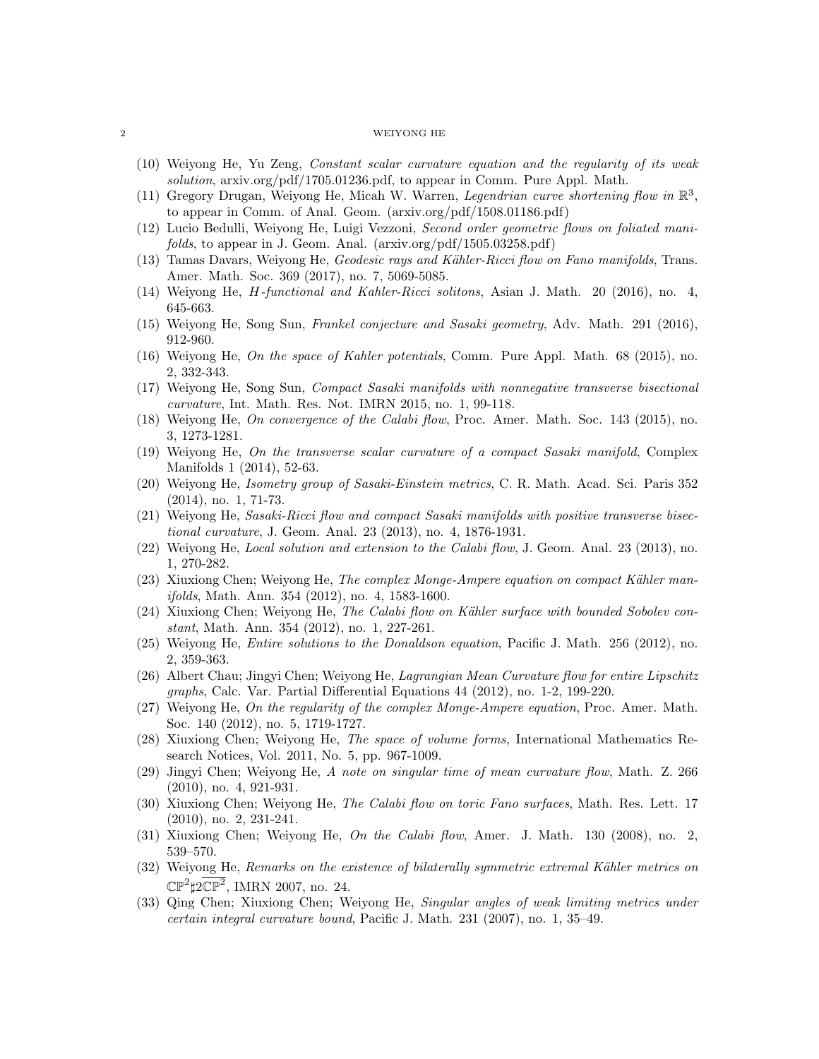(10) Weiyong He, Yu Zeng, *Constant scalar curvature equation and the regularity of its weak solution*, arxiv.org/pdf/1705.01236.pdf, to appear in Comm. Pure Appl. Math.

(11) Gregory Drugan, Weiyong He, Micah W. Warren, *Legendrian curve shortening flow in $\mathbb{R}^3$*, to appear in Comm. of Anal. Geom. (arxiv.org/pdf/1508.01186.pdf)

(12) Lucio Bedulli, Weiyong He, Luigi Vezzoni, *Second order geometric flows on foliated manifolds*, to appear in J. Geom. Anal. (arxiv.org/pdf/1505.03258.pdf)

(13) Tamas Davars, Weiyong He, *Geodesic rays and Kähler-Ricci flow on Fano manifolds*, Trans. Amer. Math. Soc. 369 (2017), no. 7, 5069-5085.

(14) Weiyong He, *H-functional and Kahler-Ricci solitons*, Asian J. Math. 20 (2016), no. 4, 645-663.

(15) Weiyong He, Song Sun, *Frankel conjecture and Sasaki geometry*, Adv. Math. 291 (2016), 912-960.

(16) Weiyong He, *On the space of Kahler potentials*, Comm. Pure Appl. Math. 68 (2015), no. 2, 332-343.

(17) Weiyong He, Song Sun, *Compact Sasaki manifolds with nonnegative transverse bisectional curvature*, Int. Math. Res. Not. IMRN 2015, no. 1, 99-118.

(18) Weiyong He, *On convergence of the Calabi flow*, Proc. Amer. Math. Soc. 143 (2015), no. 3, 1273-1281.

(19) Weiyong He, *On the transverse scalar curvature of a compact Sasaki manifold*, Complex Manifolds 1 (2014), 52-63.

(20) Weiyong He, *Isometry group of Sasaki-Einstein metrics*, C. R. Math. Acad. Sci. Paris 352 (2014), no. 1, 71-73.

(21) Weiyong He, *Sasaki-Ricci flow and compact Sasaki manifolds with positive transverse bisectional curvature*, J. Geom. Anal. 23 (2013), no. 4, 1876-1931.

(22) Weiyong He, *Local solution and extension to the Calabi flow*, J. Geom. Anal. 23 (2013), no. 1, 270-282.

(23) Xiuxiong Chen; Weiyong He, *The complex Monge-Ampere equation on compact Kähler manifolds*, Math. Ann. 354 (2012), no. 4, 1583-1600.

(24) Xiuxiong Chen; Weiyong He, *The Calabi flow on Kähler surface with bounded Sobolev constant*, Math. Ann. 354 (2012), no. 1, 227-261.

(25) Weiyong He, *Entire solutions to the Donaldson equation*, Pacific J. Math. 256 (2012), no. 2, 359-363.

(26) Albert Chau; Jingyi Chen; Weiyong He, *Lagrangian Mean Curvature flow for entire Lipschitz graphs*, Calc. Var. Partial Differential Equations 44 (2012), no. 1-2, 199-220.

(27) Weiyong He, *On the regularity of the complex Monge-Ampere equation*, Proc. Amer. Math. Soc. 140 (2012), no. 5, 1719-1727.

(28) Xiuxiong Chen; Weiyong He, *The space of volume forms,* International Mathematics Research Notices, Vol. 2011, No. 5, pp. 967-1009.

(29) Jingyi Chen; Weiyong He, *A note on singular time of mean curvature flow*, Math. Z. 266 (2010), no. 4, 921-931.

(30) Xiuxiong Chen; Weiyong He, *The Calabi flow on toric Fano surfaces*, Math. Res. Lett. 17 (2010), no. 2, 231-241.

(31) Xiuxiong Chen; Weiyong He, *On the Calabi flow*, Amer. J. Math. 130 (2008), no. 2, 539–570.

(32) Weiyong He, *Remarks on the existence of bilaterally symmetric extremal Kähler metrics on $\mathbb{CP}^2\sharp 2\overline{\mathbb{CP}^2}$*, IMRN 2007, no. 24.

(33) Qing Chen; Xiuxiong Chen; Weiyong He, *Singular angles of weak limiting metrics under certain integral curvature bound*, Pacific J. Math. 231 (2007), no. 1, 35–49.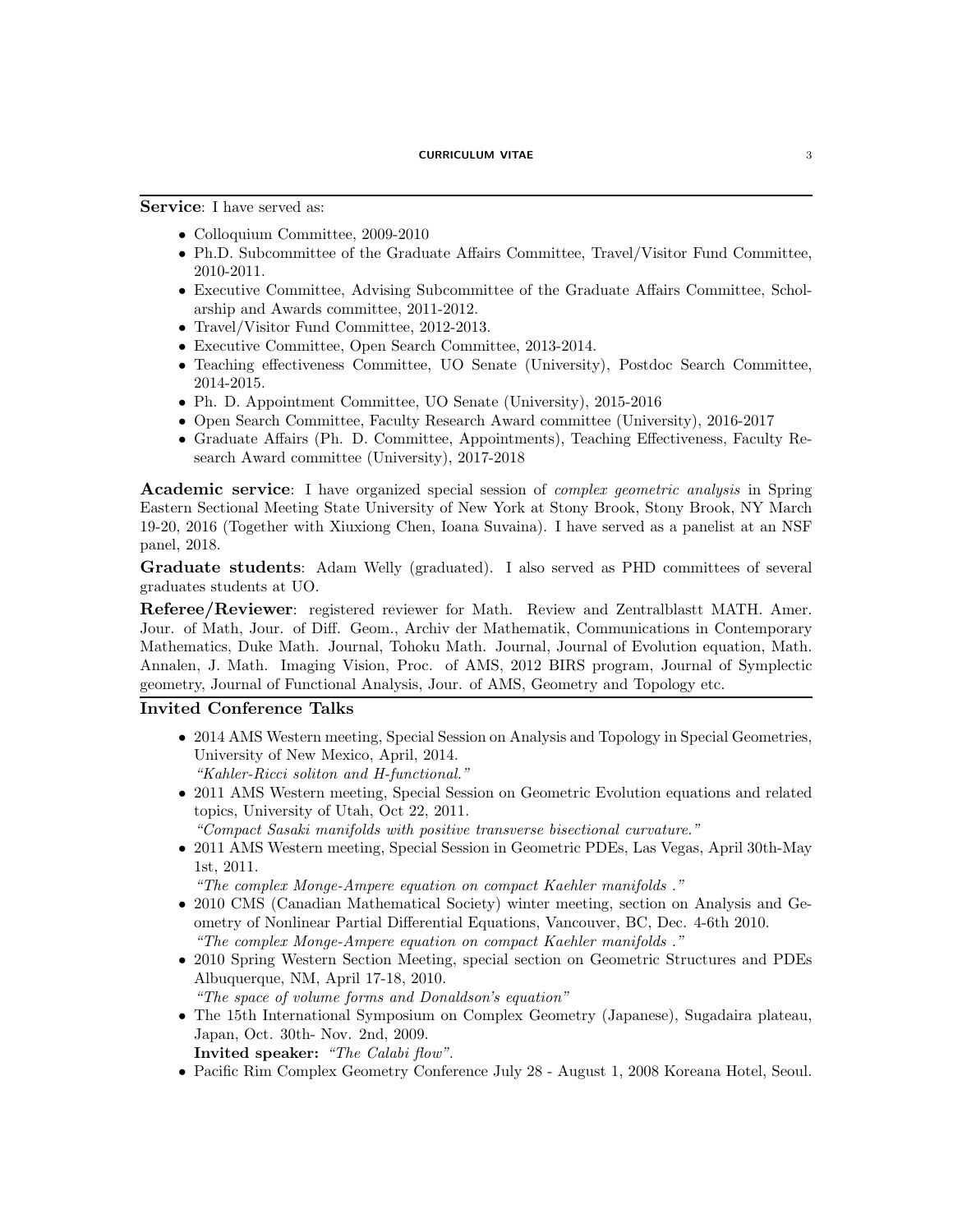**Service**: I have served as:

- Colloquium Committee, 2009-2010
- Ph.D. Subcommittee of the Graduate Affairs Committee, Travel/Visitor Fund Committee, 2010-2011.
- Executive Committee, Advising Subcommittee of the Graduate Affairs Committee, Scholarship and Awards committee, 2011-2012.
- Travel/Visitor Fund Committee, 2012-2013.
- Executive Committee, Open Search Committee, 2013-2014.
- Teaching effectiveness Committee, UO Senate (University), Postdoc Search Committee, 2014-2015.
- Ph. D. Appointment Committee, UO Senate (University), 2015-2016
- Open Search Committee, Faculty Research Award committee (University), 2016-2017
- Graduate Affairs (Ph. D. Committee, Appointments), Teaching Effectiveness, Faculty Research Award committee (University), 2017-2018

**Academic service**: I have organized special session of *complex geometric analysis* in Spring Eastern Sectional Meeting State University of New York at Stony Brook, Stony Brook, NY March 19-20, 2016 (Together with Xiuxiong Chen, Ioana Suvaina). I have served as a panelist at an NSF panel, 2018.

**Graduate students**: Adam Welly (graduated). I also served as PHD committees of several graduates students at UO.

**Referee/Reviewer**: registered reviewer for Math. Review and Zentralblastt MATH. Amer. Jour. of Math, Jour. of Diff. Geom., Archiv der Mathematik, Communications in Contemporary Mathematics, Duke Math. Journal, Tohoku Math. Journal, Journal of Evolution equation, Math. Annalen, J. Math. Imaging Vision, Proc. of AMS, 2012 BIRS program, Journal of Symplectic geometry, Journal of Functional Analysis, Jour. of AMS, Geometry and Topology etc.

## Invited Conference Talks

- 2014 AMS Western meeting, Special Session on Analysis and Topology in Special Geometries, University of New Mexico, April, 2014.
  *"Kahler-Ricci soliton and H-functional."*
- 2011 AMS Western meeting, Special Session on Geometric Evolution equations and related topics, University of Utah, Oct 22, 2011.
  *"Compact Sasaki manifolds with positive transverse bisectional curvature."*
- 2011 AMS Western meeting, Special Session in Geometric PDEs, Las Vegas, April 30th-May 1st, 2011.
  *"The complex Monge-Ampere equation on compact Kaehler manifolds ."*
- 2010 CMS (Canadian Mathematical Society) winter meeting, section on Analysis and Geometry of Nonlinear Partial Differential Equations, Vancouver, BC, Dec. 4-6th 2010.
  *"The complex Monge-Ampere equation on compact Kaehler manifolds ."*
- 2010 Spring Western Section Meeting, special section on Geometric Structures and PDEs Albuquerque, NM, April 17-18, 2010.
  *"The space of volume forms and Donaldson's equation"*
- The 15th International Symposium on Complex Geometry (Japanese), Sugadaira plateau, Japan, Oct. 30th- Nov. 2nd, 2009.
  **Invited speaker:** *"The Calabi flow".*
- Pacific Rim Complex Geometry Conference July 28 - August 1, 2008 Koreana Hotel, Seoul.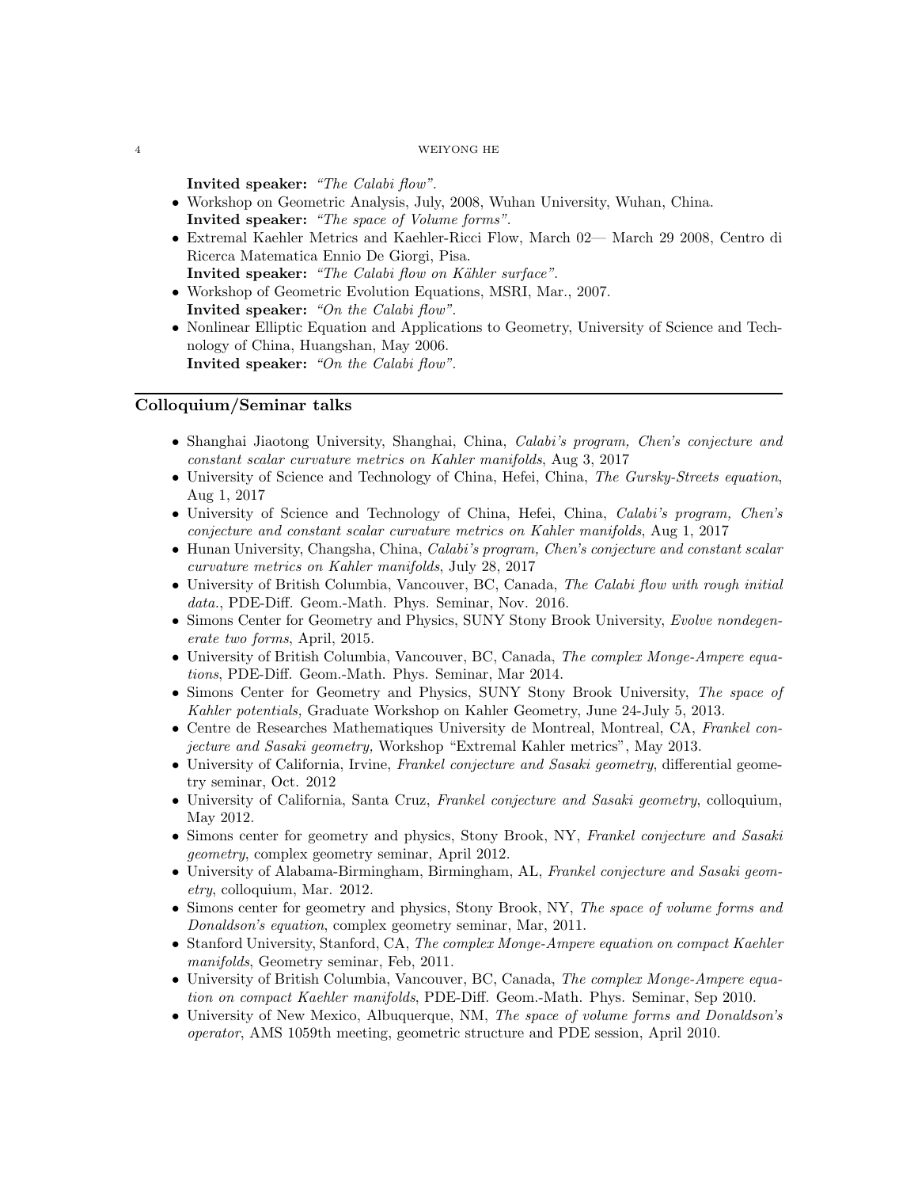**Invited speaker:** *"The Calabi flow"*.

- Workshop on Geometric Analysis, July, 2008, Wuhan University, Wuhan, China.
  **Invited speaker:** *"The space of Volume forms"*.
- Extremal Kaehler Metrics and Kaehler-Ricci Flow, March 02— March 29 2008, Centro di Ricerca Matematica Ennio De Giorgi, Pisa.
  **Invited speaker:** *"The Calabi flow on Kähler surface"*.
- Workshop of Geometric Evolution Equations, MSRI, Mar., 2007.
  **Invited speaker:** *"On the Calabi flow"*.
- Nonlinear Elliptic Equation and Applications to Geometry, University of Science and Technology of China, Huangshan, May 2006.
  **Invited speaker:** *"On the Calabi flow"*.

## Colloquium/Seminar talks

- Shanghai Jiaotong University, Shanghai, China, *Calabi's program, Chen's conjecture and constant scalar curvature metrics on Kahler manifolds*, Aug 3, 2017
- University of Science and Technology of China, Hefei, China, *The Gursky-Streets equation*, Aug 1, 2017
- University of Science and Technology of China, Hefei, China, *Calabi's program, Chen's conjecture and constant scalar curvature metrics on Kahler manifolds*, Aug 1, 2017
- Hunan University, Changsha, China, *Calabi's program, Chen's conjecture and constant scalar curvature metrics on Kahler manifolds*, July 28, 2017
- University of British Columbia, Vancouver, BC, Canada, *The Calabi flow with rough initial data.*, PDE-Diff. Geom.-Math. Phys. Seminar, Nov. 2016.
- Simons Center for Geometry and Physics, SUNY Stony Brook University, *Evolve nondegenerate two forms*, April, 2015.
- University of British Columbia, Vancouver, BC, Canada, *The complex Monge-Ampere equations*, PDE-Diff. Geom.-Math. Phys. Seminar, Mar 2014.
- Simons Center for Geometry and Physics, SUNY Stony Brook University, *The space of Kahler potentials,* Graduate Workshop on Kahler Geometry, June 24-July 5, 2013.
- Centre de Researches Mathematiques University de Montreal, Montreal, CA, *Frankel conjecture and Sasaki geometry,* Workshop "Extremal Kahler metrics", May 2013.
- University of California, Irvine, *Frankel conjecture and Sasaki geometry*, differential geometry seminar, Oct. 2012
- University of California, Santa Cruz, *Frankel conjecture and Sasaki geometry*, colloquium, May 2012.
- Simons center for geometry and physics, Stony Brook, NY, *Frankel conjecture and Sasaki geometry*, complex geometry seminar, April 2012.
- University of Alabama-Birmingham, Birmingham, AL, *Frankel conjecture and Sasaki geometry*, colloquium, Mar. 2012.
- Simons center for geometry and physics, Stony Brook, NY, *The space of volume forms and Donaldson's equation*, complex geometry seminar, Mar, 2011.
- Stanford University, Stanford, CA, *The complex Monge-Ampere equation on compact Kaehler manifolds*, Geometry seminar, Feb, 2011.
- University of British Columbia, Vancouver, BC, Canada, *The complex Monge-Ampere equation on compact Kaehler manifolds*, PDE-Diff. Geom.-Math. Phys. Seminar, Sep 2010.
- University of New Mexico, Albuquerque, NM, *The space of volume forms and Donaldson's operator*, AMS 1059th meeting, geometric structure and PDE session, April 2010.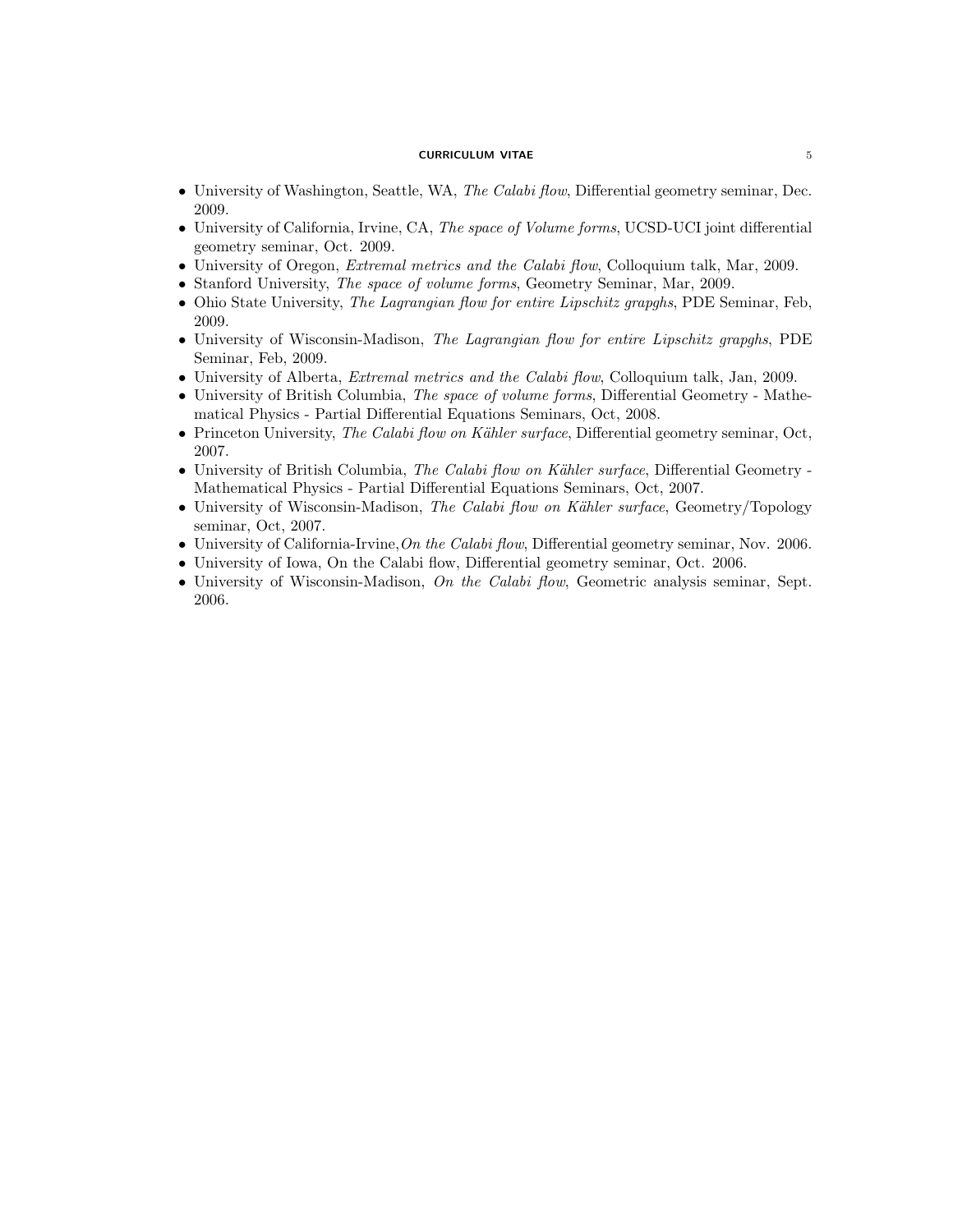- University of Washington, Seattle, WA, *The Calabi flow*, Differential geometry seminar, Dec. 2009.
- University of California, Irvine, CA, *The space of Volume forms*, UCSD-UCI joint differential geometry seminar, Oct. 2009.
- University of Oregon, *Extremal metrics and the Calabi flow*, Colloquium talk, Mar, 2009.
- Stanford University, *The space of volume forms*, Geometry Seminar, Mar, 2009.
- Ohio State University, *The Lagrangian flow for entire Lipschitz grapghs*, PDE Seminar, Feb, 2009.
- University of Wisconsin-Madison, *The Lagrangian flow for entire Lipschitz grapghs*, PDE Seminar, Feb, 2009.
- University of Alberta, *Extremal metrics and the Calabi flow*, Colloquium talk, Jan, 2009.
- University of British Columbia, *The space of volume forms*, Differential Geometry - Mathematical Physics - Partial Differential Equations Seminars, Oct, 2008.
- Princeton University, *The Calabi flow on Kähler surface*, Differential geometry seminar, Oct, 2007.
- University of British Columbia, *The Calabi flow on Kähler surface*, Differential Geometry - Mathematical Physics - Partial Differential Equations Seminars, Oct, 2007.
- University of Wisconsin-Madison, *The Calabi flow on Kähler surface*, Geometry/Topology seminar, Oct, 2007.
- University of California-Irvine, *On the Calabi flow*, Differential geometry seminar, Nov. 2006.
- University of Iowa, On the Calabi flow, Differential geometry seminar, Oct. 2006.
- University of Wisconsin-Madison, *On the Calabi flow*, Geometric analysis seminar, Sept. 2006.